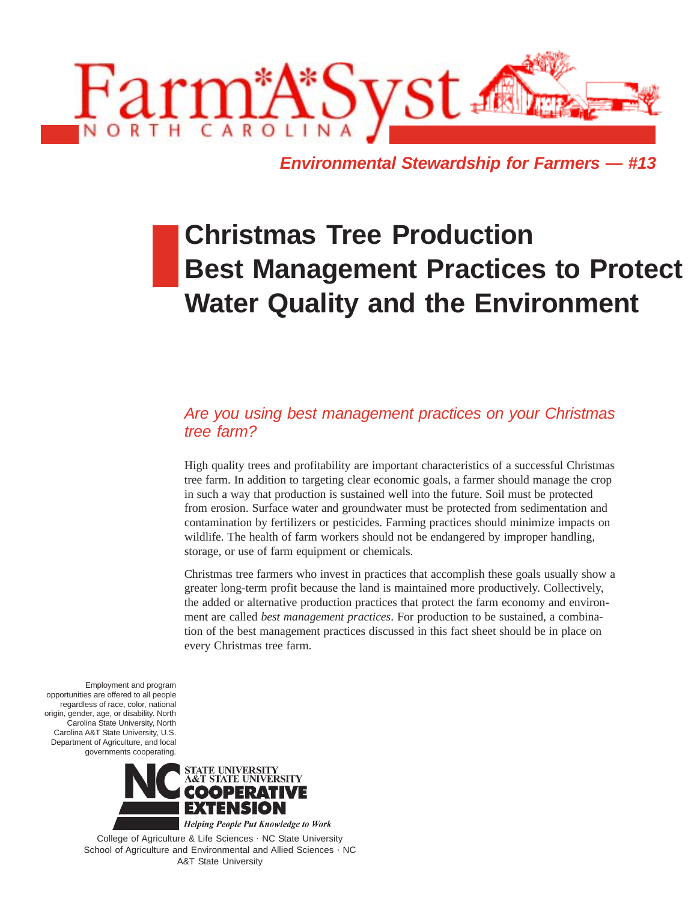Farm*A*Syst

NORTH CAROLINA

*Environmental Stewardship for Farmers — #13*

# Christmas Tree Production Best Management Practices to Protect Water Quality and the Environment

## *Are you using best management practices on your Christmas tree farm?*

High quality trees and profitability are important characteristics of a successful Christmas tree farm. In addition to targeting clear economic goals, a farmer should manage the crop in such a way that production is sustained well into the future. Soil must be protected from erosion. Surface water and groundwater must be protected from sedimentation and contamination by fertilizers or pesticides. Farming practices should minimize impacts on wildlife. The health of farm workers should not be endangered by improper handling, storage, or use of farm equipment or chemicals.

Christmas tree farmers who invest in practices that accomplish these goals usually show a greater long-term profit because the land is maintained more productively. Collectively, the added or alternative production practices that protect the farm economy and environment are called *best management practices*. For production to be sustained, a combination of the best management practices discussed in this fact sheet should be in place on every Christmas tree farm.

Employment and program opportunities are offered to all people regardless of race, color, national origin, gender, age, or disability. North Carolina State University, North Carolina A&T State University, U.S. Department of Agriculture, and local governments cooperating.

NC STATE UNIVERSITY A&T STATE UNIVERSITY COOPERATIVE EXTENSION

*Helping People Put Knowledge to Work*

College of Agriculture & Life Sciences · NC State University
School of Agriculture and Environmental and Allied Sciences · NC A&T State University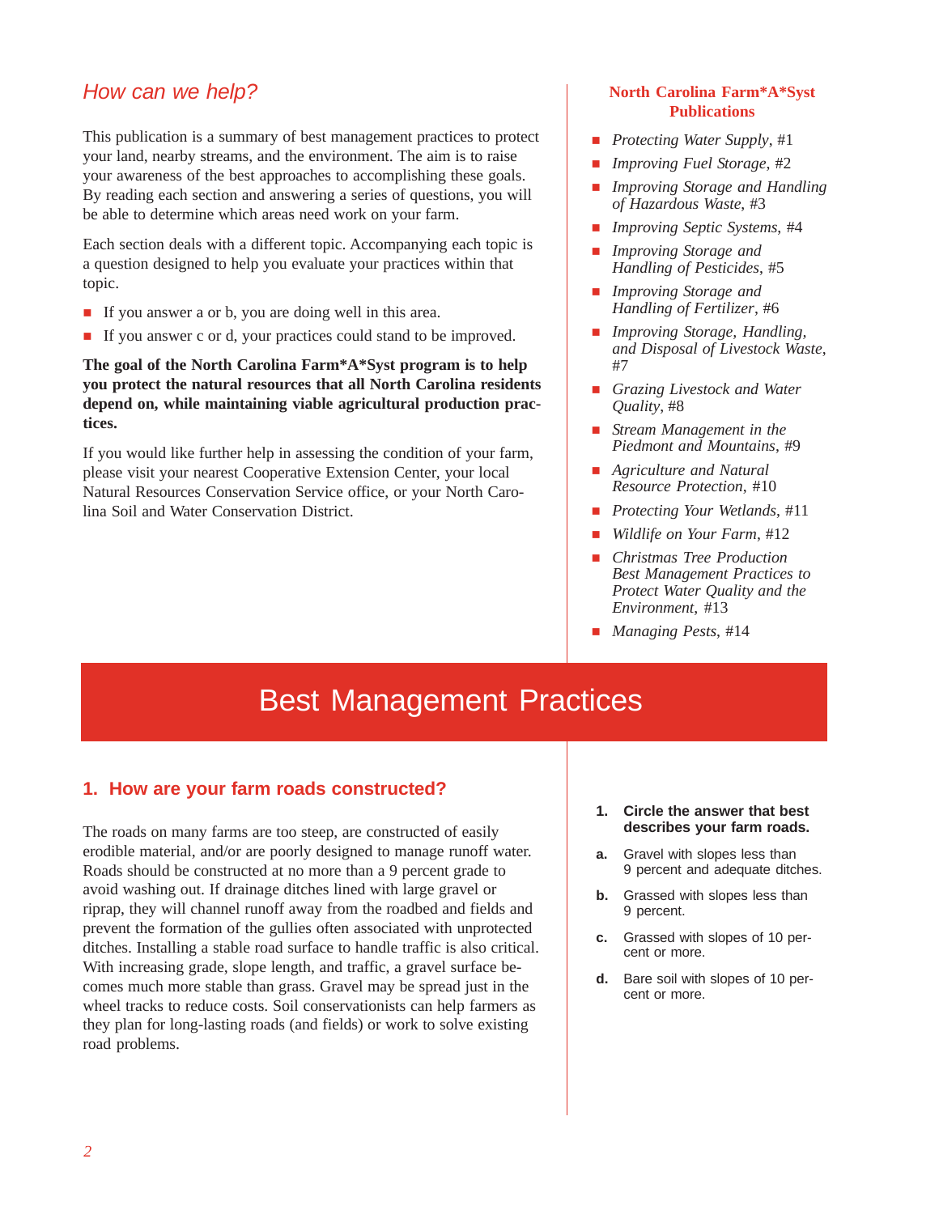## How can we help?

This publication is a summary of best management practices to protect your land, nearby streams, and the environment. The aim is to raise your awareness of the best approaches to accomplishing these goals. By reading each section and answering a series of questions, you will be able to determine which areas need work on your farm.

Each section deals with a different topic. Accompanying each topic is a question designed to help you evaluate your practices within that topic.

- If you answer a or b, you are doing well in this area.
- If you answer c or d, your practices could stand to be improved.

**The goal of the North Carolina Farm*A*Syst program is to help you protect the natural resources that all North Carolina residents depend on, while maintaining viable agricultural production practices.**

If you would like further help in assessing the condition of your farm, please visit your nearest Cooperative Extension Center, your local Natural Resources Conservation Service office, or your North Carolina Soil and Water Conservation District.

### North Carolina Farm*A*Syst Publications

- *Protecting Water Supply*, #1
- *Improving Fuel Storage*, #2
- *Improving Storage and Handling of Hazardous Waste*, #3
- *Improving Septic Systems*, #4
- *Improving Storage and Handling of Pesticides*, #5
- *Improving Storage and Handling of Fertilizer*, #6
- *Improving Storage, Handling, and Disposal of Livestock Waste*, #7
- *Grazing Livestock and Water Quality*, #8
- *Stream Management in the Piedmont and Mountains*, #9
- *Agriculture and Natural Resource Protection*, #10
- *Protecting Your Wetlands*, #11
- *Wildlife on Your Farm*, #12
- *Christmas Tree Production Best Management Practices to Protect Water Quality and the Environment*, #13
- *Managing Pests*, #14

# Best Management Practices

## 1. How are your farm roads constructed?

The roads on many farms are too steep, are constructed of easily erodible material, and/or are poorly designed to manage runoff water. Roads should be constructed at no more than a 9 percent grade to avoid washing out. If drainage ditches lined with large gravel or riprap, they will channel runoff away from the roadbed and fields and prevent the formation of the gullies often associated with unprotected ditches. Installing a stable road surface to handle traffic is also critical. With increasing grade, slope length, and traffic, a gravel surface becomes much more stable than grass. Gravel may be spread just in the wheel tracks to reduce costs. Soil conservationists can help farmers as they plan for long-lasting roads (and fields) or work to solve existing road problems.

**1. Circle the answer that best describes your farm roads.**

**a.** Gravel with slopes less than 9 percent and adequate ditches.

**b.** Grassed with slopes less than 9 percent.

**c.** Grassed with slopes of 10 percent or more.

**d.** Bare soil with slopes of 10 percent or more.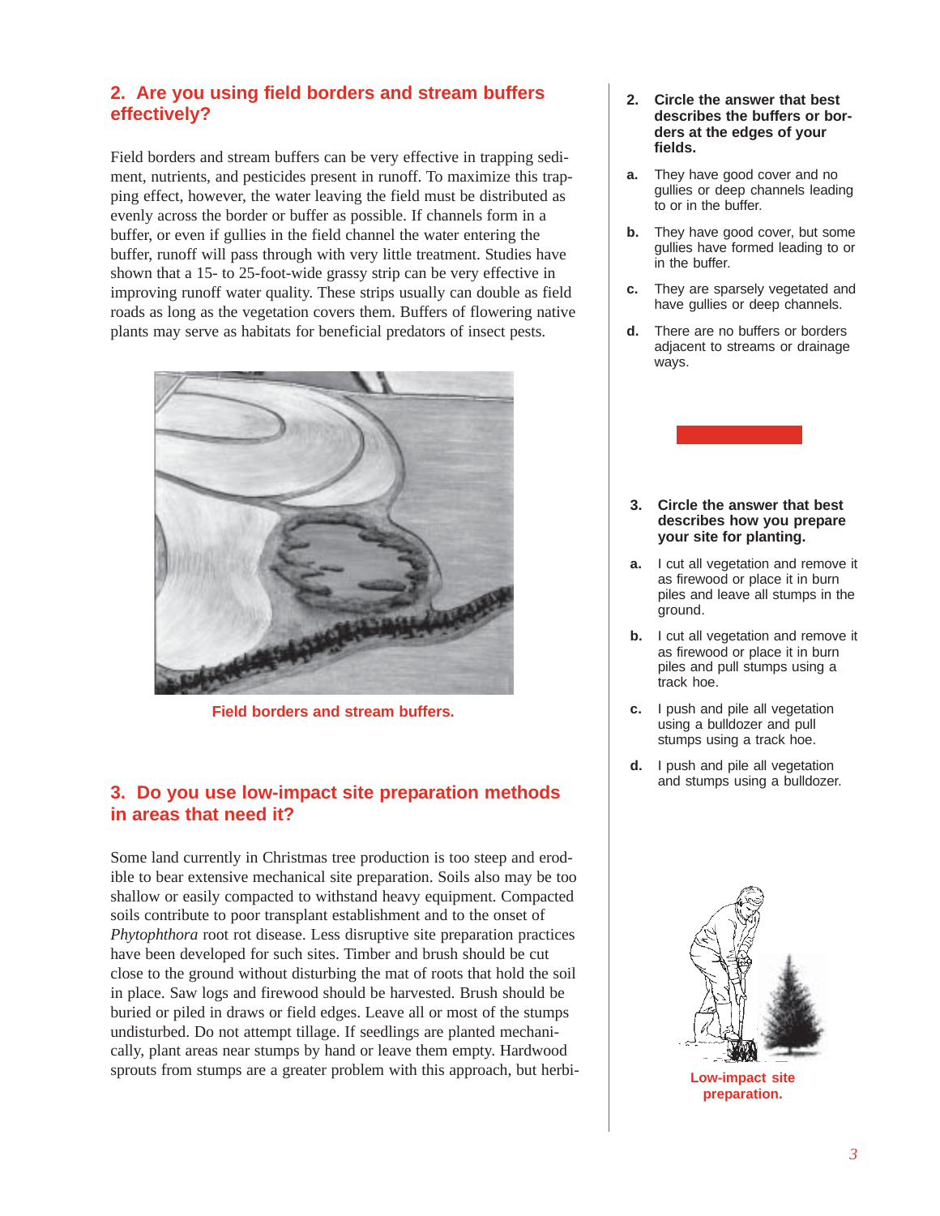## 2. Are you using field borders and stream buffers effectively?

Field borders and stream buffers can be very effective in trapping sediment, nutrients, and pesticides present in runoff. To maximize this trapping effect, however, the water leaving the field must be distributed as evenly across the border or buffer as possible. If channels form in a buffer, or even if gullies in the field channel the water entering the buffer, runoff will pass through with very little treatment. Studies have shown that a 15- to 25-foot-wide grassy strip can be very effective in improving runoff water quality. These strips usually can double as field roads as long as the vegetation covers them. Buffers of flowering native plants may serve as habitats for beneficial predators of insect pests.

**Field borders and stream buffers.**

## 3. Do you use low-impact site preparation methods in areas that need it?

Some land currently in Christmas tree production is too steep and erodible to bear extensive mechanical site preparation. Soils also may be too shallow or easily compacted to withstand heavy equipment. Compacted soils contribute to poor transplant establishment and to the onset of *Phytophthora* root rot disease. Less disruptive site preparation practices have been developed for such sites. Timber and brush should be cut close to the ground without disturbing the mat of roots that hold the soil in place. Saw logs and firewood should be harvested. Brush should be buried or piled in draws or field edges. Leave all or most of the stumps undisturbed. Do not attempt tillage. If seedlings are planted mechanically, plant areas near stumps by hand or leave them empty. Hardwood sprouts from stumps are a greater problem with this approach, but herbi-

**2. Circle the answer that best describes the buffers or borders at the edges of your fields.**

**a.** They have good cover and no gullies or deep channels leading to or in the buffer.

**b.** They have good cover, but some gullies have formed leading to or in the buffer.

**c.** They are sparsely vegetated and have gullies or deep channels.

**d.** There are no buffers or borders adjacent to streams or drainage ways.

**3. Circle the answer that best describes how you prepare your site for planting.**

**a.** I cut all vegetation and remove it as firewood or place it in burn piles and leave all stumps in the ground.

**b.** I cut all vegetation and remove it as firewood or place it in burn piles and pull stumps using a track hoe.

**c.** I push and pile all vegetation using a bulldozer and pull stumps using a track hoe.

**d.** I push and pile all vegetation and stumps using a bulldozer.

**Low-impact site preparation.**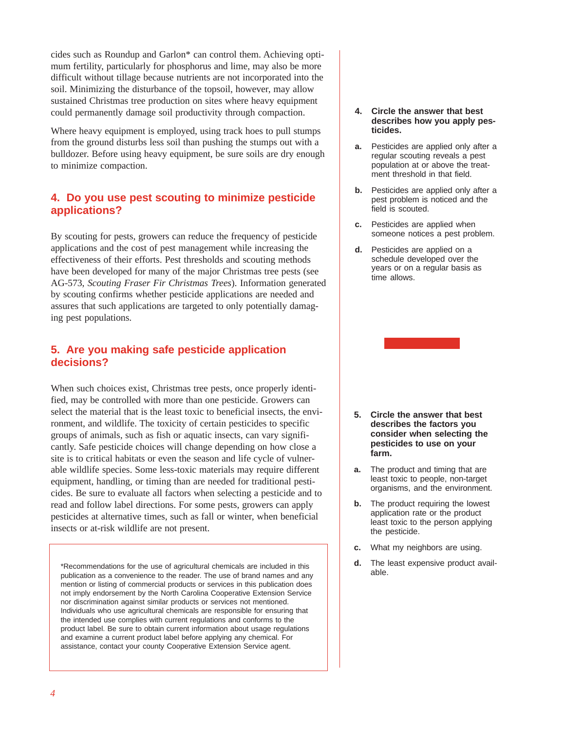cides such as Roundup and Garlon* can control them. Achieving optimum fertility, particularly for phosphorus and lime, may also be more difficult without tillage because nutrients are not incorporated into the soil. Minimizing the disturbance of the topsoil, however, may allow sustained Christmas tree production on sites where heavy equipment could permanently damage soil productivity through compaction.

Where heavy equipment is employed, using track hoes to pull stumps from the ground disturbs less soil than pushing the stumps out with a bulldozer. Before using heavy equipment, be sure soils are dry enough to minimize compaction.

## 4. Do you use pest scouting to minimize pesticide applications?

By scouting for pests, growers can reduce the frequency of pesticide applications and the cost of pest management while increasing the effectiveness of their efforts. Pest thresholds and scouting methods have been developed for many of the major Christmas tree pests (see AG-573, *Scouting Fraser Fir Christmas Trees*). Information generated by scouting confirms whether pesticide applications are needed and assures that such applications are targeted to only potentially damaging pest populations.

**4. Circle the answer that best describes how you apply pesticides.**

**a.** Pesticides are applied only after a regular scouting reveals a pest population at or above the treatment threshold in that field.

**b.** Pesticides are applied only after a pest problem is noticed and the field is scouted.

**c.** Pesticides are applied when someone notices a pest problem.

**d.** Pesticides are applied on a schedule developed over the years or on a regular basis as time allows.

## 5. Are you making safe pesticide application decisions?

When such choices exist, Christmas tree pests, once properly identified, may be controlled with more than one pesticide. Growers can select the material that is the least toxic to beneficial insects, the environment, and wildlife. The toxicity of certain pesticides to specific groups of animals, such as fish or aquatic insects, can vary significantly. Safe pesticide choices will change depending on how close a site is to critical habitats or even the season and life cycle of vulnerable wildlife species. Some less-toxic materials may require different equipment, handling, or timing than are needed for traditional pesticides. Be sure to evaluate all factors when selecting a pesticide and to read and follow label directions. For some pests, growers can apply pesticides at alternative times, such as fall or winter, when beneficial insects or at-risk wildlife are not present.

**5. Circle the answer that best describes the factors you consider when selecting the pesticides to use on your farm.**

**a.** The product and timing that are least toxic to people, non-target organisms, and the environment.

**b.** The product requiring the lowest application rate or the product least toxic to the person applying the pesticide.

**c.** What my neighbors are using.

**d.** The least expensive product available.

*Recommendations for the use of agricultural chemicals are included in this publication as a convenience to the reader. The use of brand names and any mention or listing of commercial products or services in this publication does not imply endorsement by the North Carolina Cooperative Extension Service nor discrimination against similar products or services not mentioned. Individuals who use agricultural chemicals are responsible for ensuring that the intended use complies with current regulations and conforms to the product label. Be sure to obtain current information about usage regulations and examine a current product label before applying any chemical. For assistance, contact your county Cooperative Extension Service agent.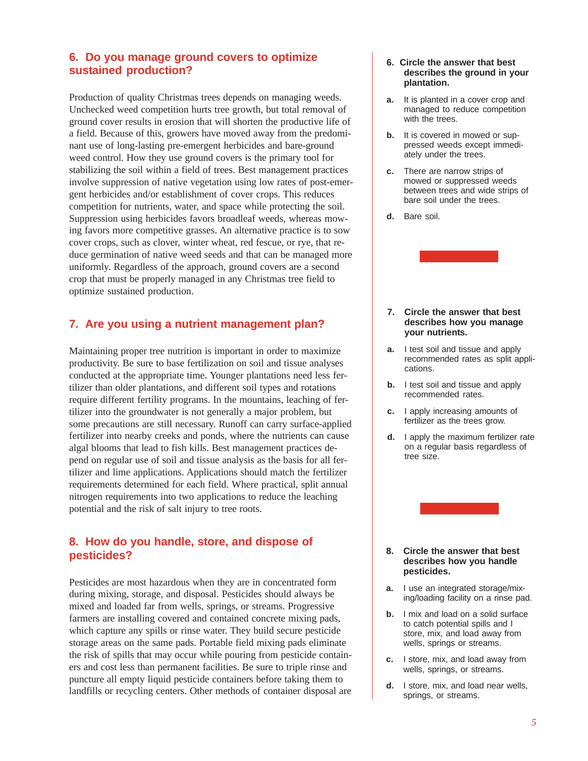## 6. Do you manage ground covers to optimize sustained production?

Production of quality Christmas trees depends on managing weeds. Unchecked weed competition hurts tree growth, but total removal of ground cover results in erosion that will shorten the productive life of a field. Because of this, growers have moved away from the predominant use of long-lasting pre-emergent herbicides and bare-ground weed control. How they use ground covers is the primary tool for stabilizing the soil within a field of trees. Best management practices involve suppression of native vegetation using low rates of post-emergent herbicides and/or establishment of cover crops. This reduces competition for nutrients, water, and space while protecting the soil. Suppression using herbicides favors broadleaf weeds, whereas mowing favors more competitive grasses. An alternative practice is to sow cover crops, such as clover, winter wheat, red fescue, or rye, that reduce germination of native weed seeds and that can be managed more uniformly. Regardless of the approach, ground covers are a second crop that must be properly managed in any Christmas tree field to optimize sustained production.

**6. Circle the answer that best describes the ground in your plantation.**

**a.** It is planted in a cover crop and managed to reduce competition with the trees.

**b.** It is covered in mowed or suppressed weeds except immediately under the trees.

**c.** There are narrow strips of mowed or suppressed weeds between trees and wide strips of bare soil under the trees.

**d.** Bare soil.

## 7. Are you using a nutrient management plan?

Maintaining proper tree nutrition is important in order to maximize productivity. Be sure to base fertilization on soil and tissue analyses conducted at the appropriate time. Younger plantations need less fertilizer than older plantations, and different soil types and rotations require different fertility programs. In the mountains, leaching of fertilizer into the groundwater is not generally a major problem, but some precautions are still necessary. Runoff can carry surface-applied fertilizer into nearby creeks and ponds, where the nutrients can cause algal blooms that lead to fish kills. Best management practices depend on regular use of soil and tissue analysis as the basis for all fertilizer and lime applications. Applications should match the fertilizer requirements determined for each field. Where practical, split annual nitrogen requirements into two applications to reduce the leaching potential and the risk of salt injury to tree roots.

**7. Circle the answer that best describes how you manage your nutrients.**

**a.** I test soil and tissue and apply recommended rates as split applications.

**b.** I test soil and tissue and apply recommended rates.

**c.** I apply increasing amounts of fertilizer as the trees grow.

**d.** I apply the maximum fertilizer rate on a regular basis regardless of tree size.

## 8. How do you handle, store, and dispose of pesticides?

Pesticides are most hazardous when they are in concentrated form during mixing, storage, and disposal. Pesticides should always be mixed and loaded far from wells, springs, or streams. Progressive farmers are installing covered and contained concrete mixing pads, which capture any spills or rinse water. They build secure pesticide storage areas on the same pads. Portable field mixing pads eliminate the risk of spills that may occur while pouring from pesticide containers and cost less than permanent facilities. Be sure to triple rinse and puncture all empty liquid pesticide containers before taking them to landfills or recycling centers. Other methods of container disposal are

**8. Circle the answer that best describes how you handle pesticides.**

**a.** I use an integrated storage/mixing/loading facility on a rinse pad.

**b.** I mix and load on a solid surface to catch potential spills and I store, mix, and load away from wells, springs or streams.

**c.** I store, mix, and load away from wells, springs, or streams.

**d.** I store, mix, and load near wells, springs, or streams.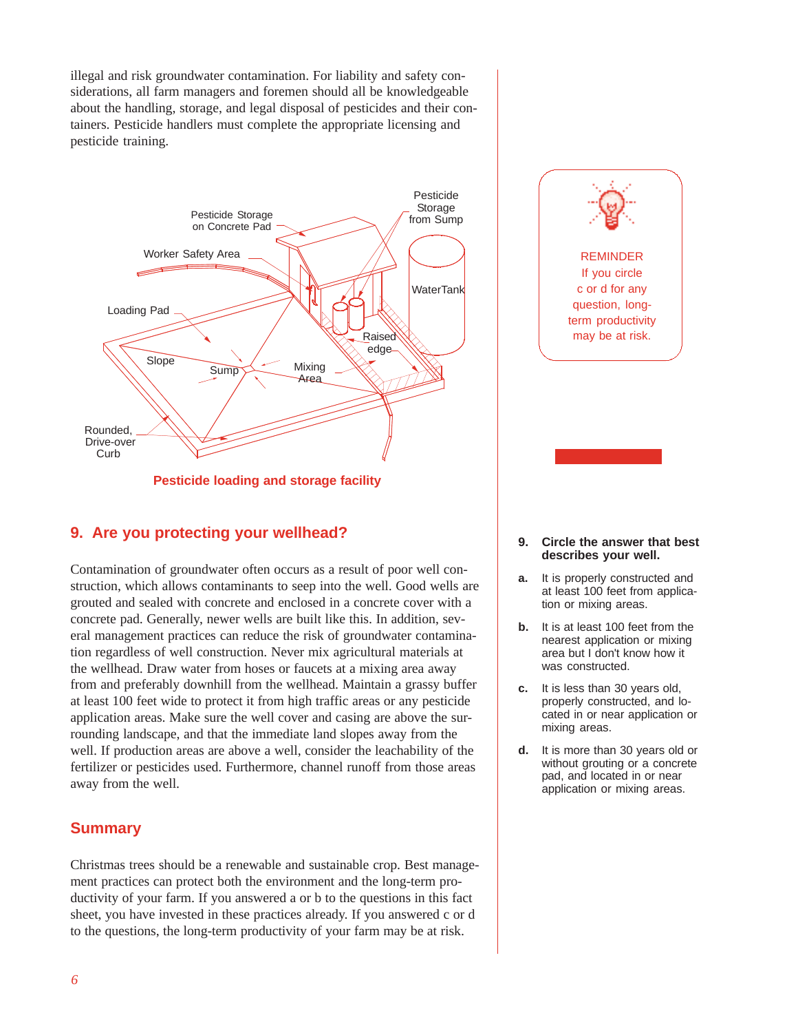illegal and risk groundwater contamination. For liability and safety considerations, all farm managers and foremen should all be knowledgeable about the handling, storage, and legal disposal of pesticides and their containers. Pesticide handlers must complete the appropriate licensing and pesticide training.

**Pesticide loading and storage facility**

## 9. Are you protecting your wellhead?

Contamination of groundwater often occurs as a result of poor well construction, which allows contaminants to seep into the well. Good wells are grouted and sealed with concrete and enclosed in a concrete cover with a concrete pad. Generally, newer wells are built like this. In addition, several management practices can reduce the risk of groundwater contamination regardless of well construction. Never mix agricultural materials at the wellhead. Draw water from hoses or faucets at a mixing area away from and preferably downhill from the wellhead. Maintain a grassy buffer at least 100 feet wide to protect it from high traffic areas or any pesticide application areas. Make sure the well cover and casing are above the surrounding landscape, and that the immediate land slopes away from the well. If production areas are above a well, consider the leachability of the fertilizer or pesticides used. Furthermore, channel runoff from those areas away from the well.

## Summary

Christmas trees should be a renewable and sustainable crop. Best management practices can protect both the environment and the long-term productivity of your farm. If you answered a or b to the questions in this fact sheet, you have invested in these practices already. If you answered c or d to the questions, the long-term productivity of your farm may be at risk.

REMINDER
If you circle c or d for any question, long-term productivity may be at risk.

**9. Circle the answer that best describes your well.**

**a.** It is properly constructed and at least 100 feet from application or mixing areas.

**b.** It is at least 100 feet from the nearest application or mixing area but I don't know how it was constructed.

**c.** It is less than 30 years old, properly constructed, and located in or near application or mixing areas.

**d.** It is more than 30 years old or without grouting or a concrete pad, and located in or near application or mixing areas.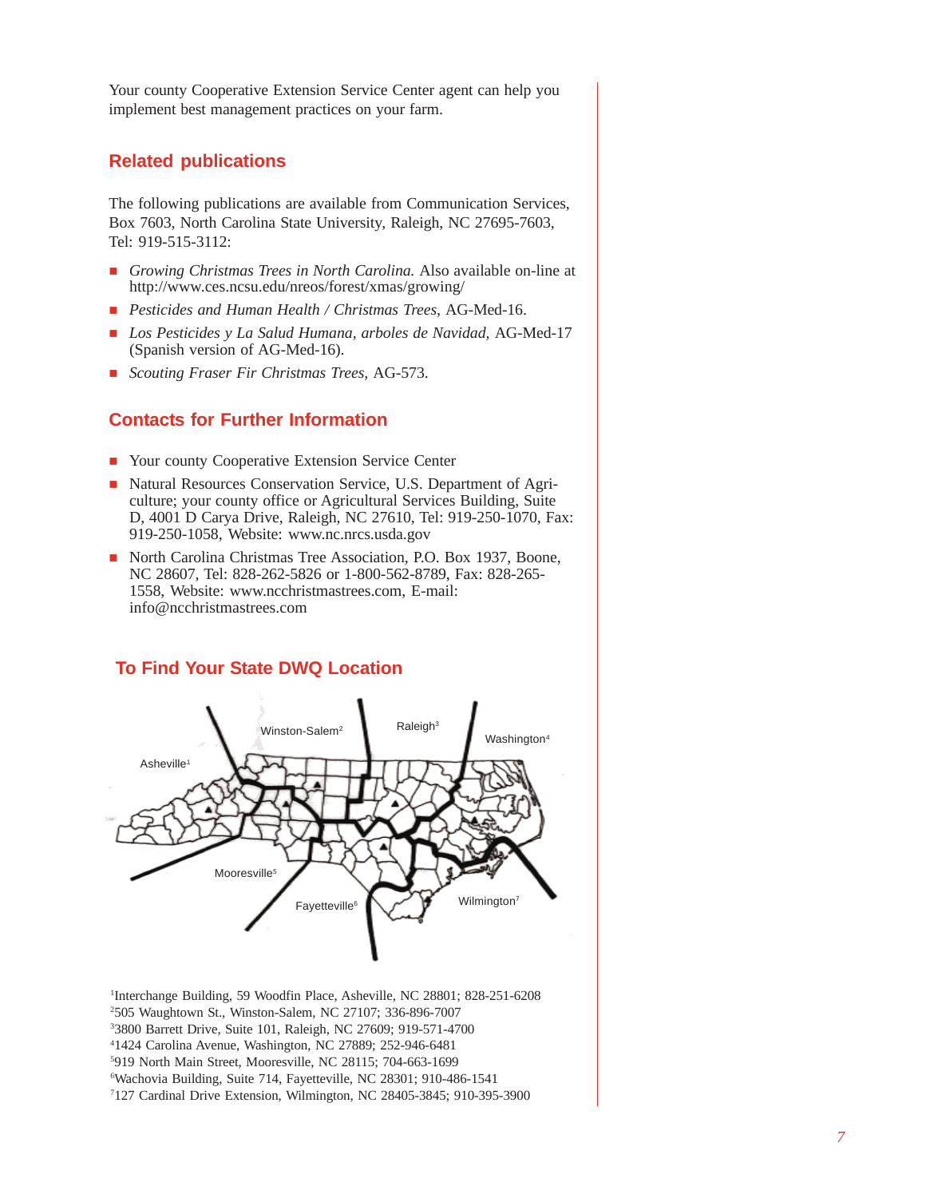Your county Cooperative Extension Service Center agent can help you implement best management practices on your farm.

## Related publications

The following publications are available from Communication Services, Box 7603, North Carolina State University, Raleigh, NC 27695-7603, Tel: 919-515-3112:

- *Growing Christmas Trees in North Carolina.* Also available on-line at http://www.ces.ncsu.edu/nreos/forest/xmas/growing/
- *Pesticides and Human Health / Christmas Trees,* AG-Med-16.
- *Los Pesticides y La Salud Humana, arboles de Navidad,* AG-Med-17 (Spanish version of AG-Med-16).
- *Scouting Fraser Fir Christmas Trees,* AG-573.

## Contacts for Further Information

- Your county Cooperative Extension Service Center
- Natural Resources Conservation Service, U.S. Department of Agriculture; your county office or Agricultural Services Building, Suite D, 4001 D Carya Drive, Raleigh, NC 27610, Tel: 919-250-1070, Fax: 919-250-1058, Website: www.nc.nrcs.usda.gov
- North Carolina Christmas Tree Association, P.O. Box 1937, Boone, NC 28607, Tel: 828-262-5826 or 1-800-562-8789, Fax: 828-265-1558, Website: www.ncchristmastrees.com, E-mail: info@ncchristmastrees.com

## To Find Your State DWQ Location

Asheville[1] Winston-Salem[2] Raleigh[3] Washington[4] Mooresville[5] Fayetteville[6] Wilmington[7]

[1]Interchange Building, 59 Woodfin Place, Asheville, NC 28801; 828-251-6208
[2]505 Waughtown St., Winston-Salem, NC 27107; 336-896-7007
[3]3800 Barrett Drive, Suite 101, Raleigh, NC 27609; 919-571-4700
[4]1424 Carolina Avenue, Washington, NC 27889; 252-946-6481
[5]919 North Main Street, Mooresville, NC 28115; 704-663-1699
[6]Wachovia Building, Suite 714, Fayetteville, NC 28301; 910-486-1541
[7]127 Cardinal Drive Extension, Wilmington, NC 28405-3845; 910-395-3900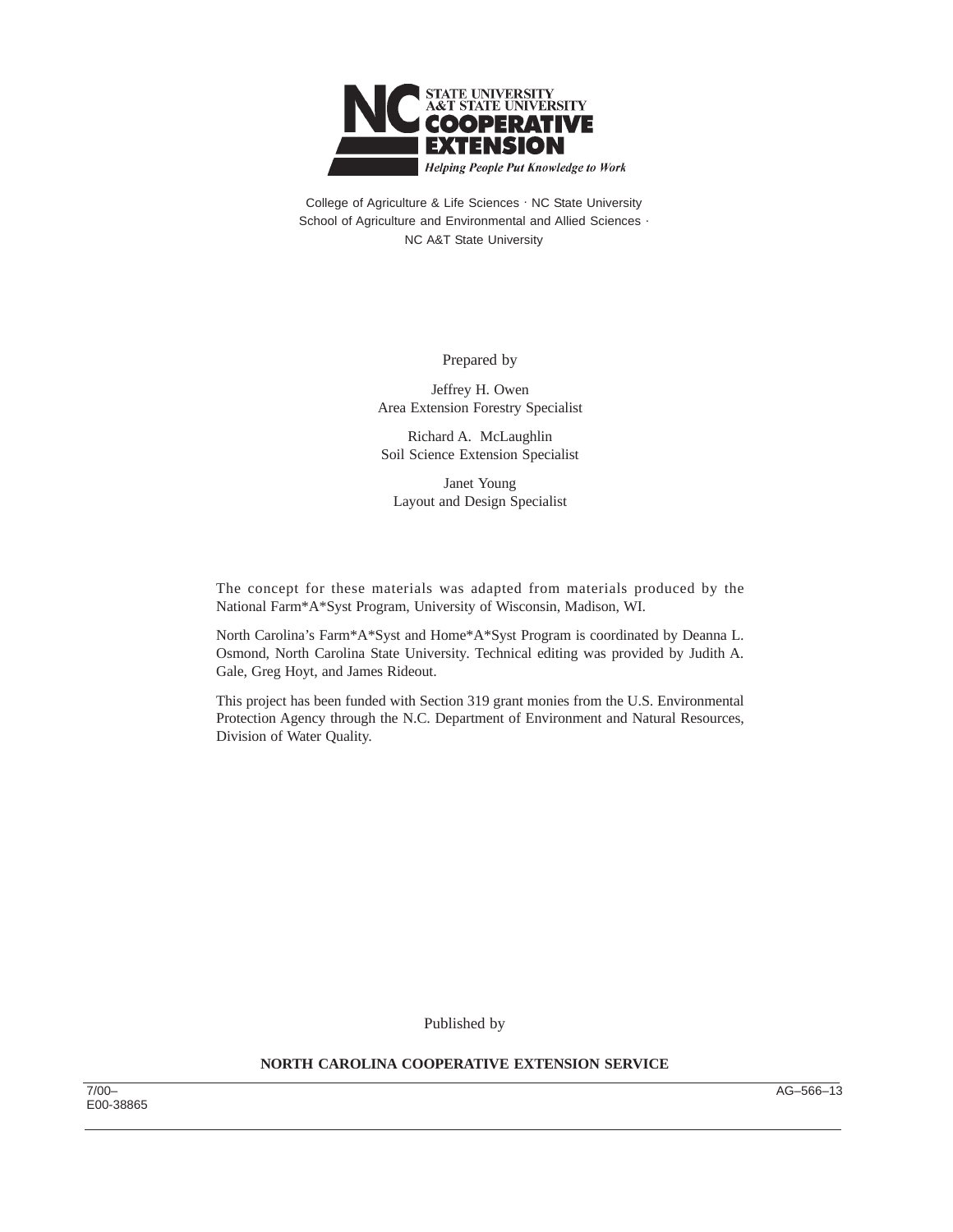NC STATE UNIVERSITY
A&T STATE UNIVERSITY
COOPERATIVE EXTENSION
*Helping People Put Knowledge to Work*

College of Agriculture & Life Sciences · NC State University
School of Agriculture and Environmental and Allied Sciences ·
NC A&T State University

Prepared by

Jeffrey H. Owen
Area Extension Forestry Specialist

Richard A. McLaughlin
Soil Science Extension Specialist

Janet Young
Layout and Design Specialist

The concept for these materials was adapted from materials produced by the National Farm*A*Syst Program, University of Wisconsin, Madison, WI.

North Carolina's Farm*A*Syst and Home*A*Syst Program is coordinated by Deanna L. Osmond, North Carolina State University. Technical editing was provided by Judith A. Gale, Greg Hoyt, and James Rideout.

This project has been funded with Section 319 grant monies from the U.S. Environmental Protection Agency through the N.C. Department of Environment and Natural Resources, Division of Water Quality.

Published by

**NORTH CAROLINA COOPERATIVE EXTENSION SERVICE**

7/00–
E00-38865

AG–566–13